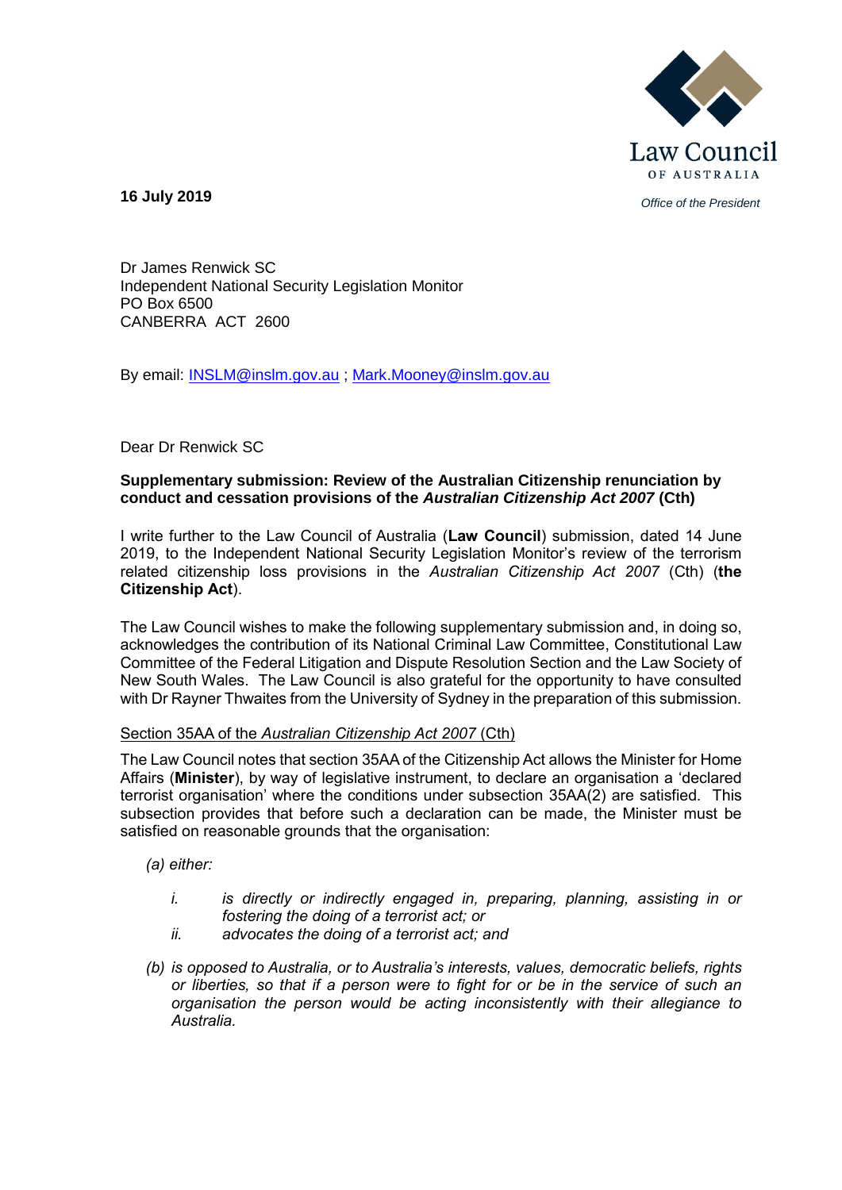Law Council OF AUSTRALIA

*Office of the President*

**16 July 2019**

Dr James Renwick SC
Independent National Security Legislation Monitor
PO Box 6500
CANBERRA ACT 2600

By email: INSLM@inslm.gov.au ; Mark.Mooney@inslm.gov.au

Dear Dr Renwick SC

**Supplementary submission: Review of the Australian Citizenship renunciation by conduct and cessation provisions of the *Australian Citizenship Act 2007* (Cth)**

I write further to the Law Council of Australia (**Law Council**) submission, dated 14 June 2019, to the Independent National Security Legislation Monitor's review of the terrorism related citizenship loss provisions in the *Australian Citizenship Act 2007* (Cth) (**the Citizenship Act**).

The Law Council wishes to make the following supplementary submission and, in doing so, acknowledges the contribution of its National Criminal Law Committee, Constitutional Law Committee of the Federal Litigation and Dispute Resolution Section and the Law Society of New South Wales. The Law Council is also grateful for the opportunity to have consulted with Dr Rayner Thwaites from the University of Sydney in the preparation of this submission.

Section 35AA of the *Australian Citizenship Act 2007* (Cth)

The Law Council notes that section 35AA of the Citizenship Act allows the Minister for Home Affairs (**Minister**), by way of legislative instrument, to declare an organisation a 'declared terrorist organisation' where the conditions under subsection 35AA(2) are satisfied. This subsection provides that before such a declaration can be made, the Minister must be satisfied on reasonable grounds that the organisation:

*(a) either:*

- *i. is directly or indirectly engaged in, preparing, planning, assisting in or fostering the doing of a terrorist act; or*
- *ii. advocates the doing of a terrorist act; and*

*(b) is opposed to Australia, or to Australia's interests, values, democratic beliefs, rights or liberties, so that if a person were to fight for or be in the service of such an organisation the person would be acting inconsistently with their allegiance to Australia.*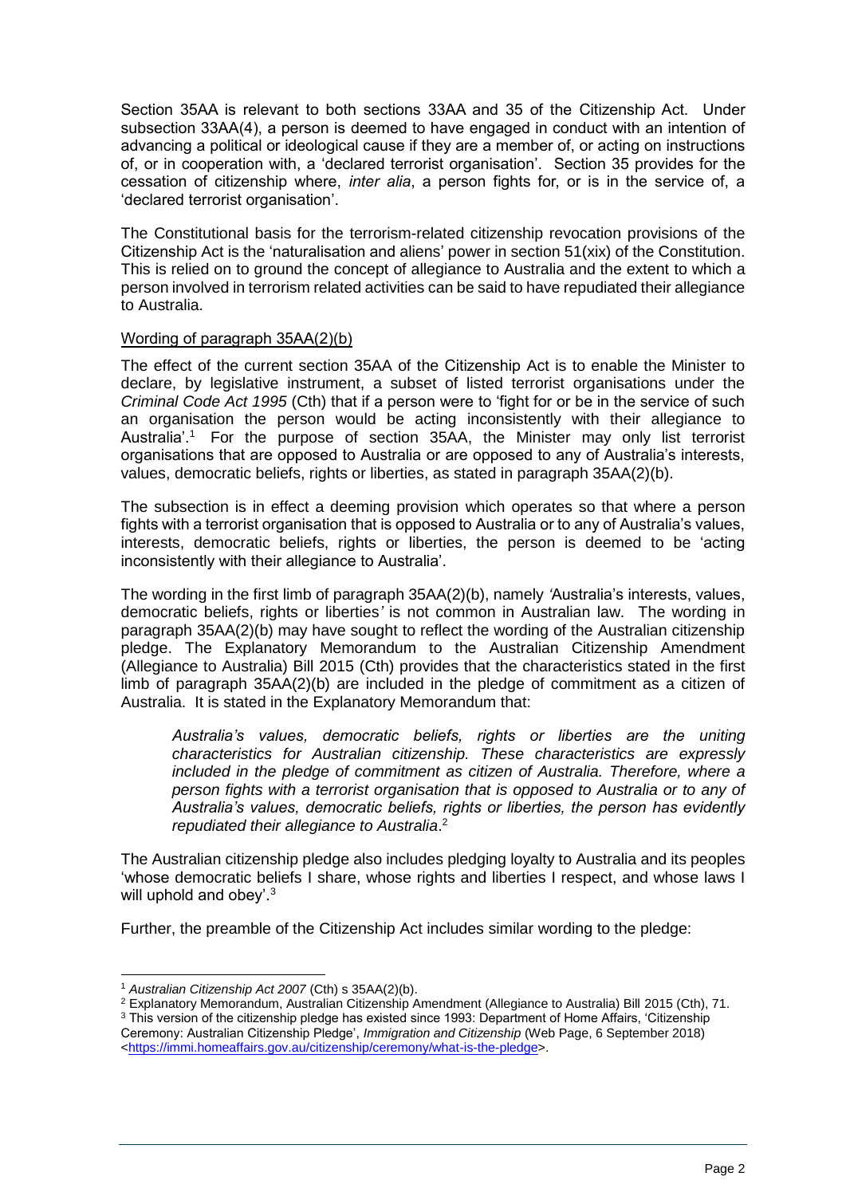Section 35AA is relevant to both sections 33AA and 35 of the Citizenship Act. Under subsection 33AA(4), a person is deemed to have engaged in conduct with an intention of advancing a political or ideological cause if they are a member of, or acting on instructions of, or in cooperation with, a 'declared terrorist organisation'. Section 35 provides for the cessation of citizenship where, *inter alia*, a person fights for, or is in the service of, a 'declared terrorist organisation'.

The Constitutional basis for the terrorism-related citizenship revocation provisions of the Citizenship Act is the 'naturalisation and aliens' power in section 51(xix) of the Constitution. This is relied on to ground the concept of allegiance to Australia and the extent to which a person involved in terrorism related activities can be said to have repudiated their allegiance to Australia.

<u>Wording of paragraph 35AA(2)(b)</u>

The effect of the current section 35AA of the Citizenship Act is to enable the Minister to declare, by legislative instrument, a subset of listed terrorist organisations under the *Criminal Code Act 1995* (Cth) that if a person were to 'fight for or be in the service of such an organisation the person would be acting inconsistently with their allegiance to Australia'.[1] For the purpose of section 35AA, the Minister may only list terrorist organisations that are opposed to Australia or are opposed to any of Australia's interests, values, democratic beliefs, rights or liberties, as stated in paragraph 35AA(2)(b).

The subsection is in effect a deeming provision which operates so that where a person fights with a terrorist organisation that is opposed to Australia or to any of Australia's values, interests, democratic beliefs, rights or liberties, the person is deemed to be 'acting inconsistently with their allegiance to Australia'.

The wording in the first limb of paragraph 35AA(2)(b), namely 'Australia's interests, values, democratic beliefs, rights or liberties' is not common in Australian law. The wording in paragraph 35AA(2)(b) may have sought to reflect the wording of the Australian citizenship pledge. The Explanatory Memorandum to the Australian Citizenship Amendment (Allegiance to Australia) Bill 2015 (Cth) provides that the characteristics stated in the first limb of paragraph 35AA(2)(b) are included in the pledge of commitment as a citizen of Australia. It is stated in the Explanatory Memorandum that:

> *Australia's values, democratic beliefs, rights or liberties are the uniting characteristics for Australian citizenship. These characteristics are expressly included in the pledge of commitment as citizen of Australia. Therefore, where a person fights with a terrorist organisation that is opposed to Australia or to any of Australia's values, democratic beliefs, rights or liberties, the person has evidently repudiated their allegiance to Australia*.[2]

The Australian citizenship pledge also includes pledging loyalty to Australia and its peoples 'whose democratic beliefs I share, whose rights and liberties I respect, and whose laws I will uphold and obey'.[3]

Further, the preamble of the Citizenship Act includes similar wording to the pledge:

---

[1] *Australian Citizenship Act 2007* (Cth) s 35AA(2)(b).

[2] Explanatory Memorandum, Australian Citizenship Amendment (Allegiance to Australia) Bill 2015 (Cth), 71.

[3] This version of the citizenship pledge has existed since 1993: Department of Home Affairs, 'Citizenship Ceremony: Australian Citizenship Pledge', *Immigration and Citizenship* (Web Page, 6 September 2018) <https://immi.homeaffairs.gov.au/citizenship/ceremony/what-is-the-pledge>.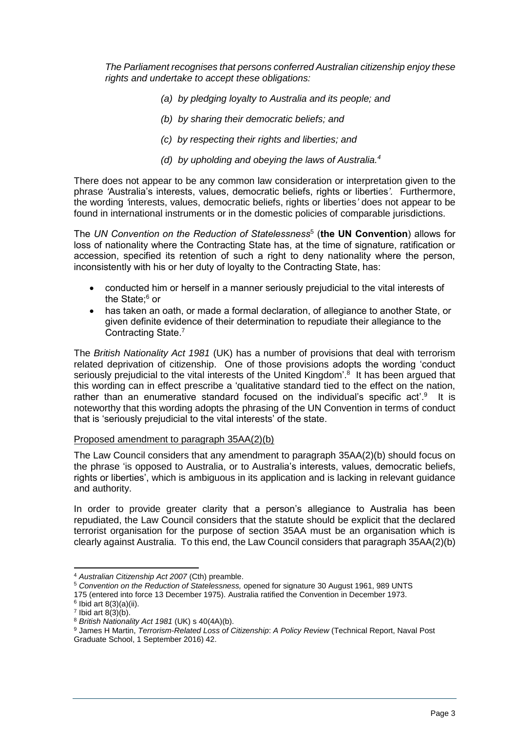*The Parliament recognises that persons conferred Australian citizenship enjoy these rights and undertake to accept these obligations:*

> *(a) by pledging loyalty to Australia and its people; and*
>
> *(b) by sharing their democratic beliefs; and*
>
> *(c) by respecting their rights and liberties; and*
>
> *(d) by upholding and obeying the laws of Australia.*[4]

There does not appear to be any common law consideration or interpretation given to the phrase *'*Australia's interests, values, democratic beliefs, rights or liberties*'.* Furthermore, the wording *'*interests, values, democratic beliefs, rights or liberties*'* does not appear to be found in international instruments or in the domestic policies of comparable jurisdictions.

The *UN Convention on the Reduction of Statelessness*[5] (**the UN Convention**) allows for loss of nationality where the Contracting State has, at the time of signature, ratification or accession, specified its retention of such a right to deny nationality where the person, inconsistently with his or her duty of loyalty to the Contracting State, has:

- conducted him or herself in a manner seriously prejudicial to the vital interests of the State;[6] or
- has taken an oath, or made a formal declaration, of allegiance to another State, or given definite evidence of their determination to repudiate their allegiance to the Contracting State.[7]

The *British Nationality Act 1981* (UK) has a number of provisions that deal with terrorism related deprivation of citizenship. One of those provisions adopts the wording 'conduct seriously prejudicial to the vital interests of the United Kingdom'.[8] It has been argued that this wording can in effect prescribe a 'qualitative standard tied to the effect on the nation, rather than an enumerative standard focused on the individual's specific act'.[9] It is noteworthy that this wording adopts the phrasing of the UN Convention in terms of conduct that is 'seriously prejudicial to the vital interests' of the state.

Proposed amendment to paragraph 35AA(2)(b)

The Law Council considers that any amendment to paragraph 35AA(2)(b) should focus on the phrase 'is opposed to Australia, or to Australia's interests, values, democratic beliefs, rights or liberties', which is ambiguous in its application and is lacking in relevant guidance and authority.

In order to provide greater clarity that a person's allegiance to Australia has been repudiated, the Law Council considers that the statute should be explicit that the declared terrorist organisation for the purpose of section 35AA must be an organisation which is clearly against Australia. To this end, the Law Council considers that paragraph 35AA(2)(b)

---

[4] *Australian Citizenship Act 2007* (Cth) preamble.

[5] *Convention on the Reduction of Statelessness,* opened for signature 30 August 1961, 989 UNTS 175 (entered into force 13 December 1975). Australia ratified the Convention in December 1973.

[6] Ibid art 8(3)(a)(ii).

[7] Ibid art 8(3)(b).

[8] *British Nationality Act 1981* (UK) s 40(4A)(b).

[9] James H Martin, *Terrorism-Related Loss of Citizenship*: *A Policy Review* (Technical Report, Naval Post Graduate School, 1 September 2016) 42.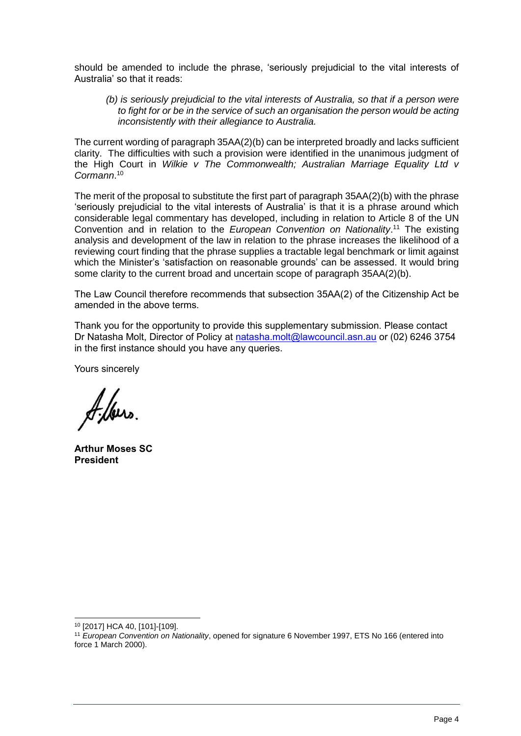should be amended to include the phrase, 'seriously prejudicial to the vital interests of Australia' so that it reads:

> *(b) is seriously prejudicial to the vital interests of Australia, so that if a person were to fight for or be in the service of such an organisation the person would be acting inconsistently with their allegiance to Australia.*

The current wording of paragraph 35AA(2)(b) can be interpreted broadly and lacks sufficient clarity. The difficulties with such a provision were identified in the unanimous judgment of the High Court in *Wilkie v The Commonwealth; Australian Marriage Equality Ltd v Cormann*.[10]

The merit of the proposal to substitute the first part of paragraph 35AA(2)(b) with the phrase 'seriously prejudicial to the vital interests of Australia' is that it is a phrase around which considerable legal commentary has developed, including in relation to Article 8 of the UN Convention and in relation to the *European Convention on Nationality*.[11] The existing analysis and development of the law in relation to the phrase increases the likelihood of a reviewing court finding that the phrase supplies a tractable legal benchmark or limit against which the Minister's 'satisfaction on reasonable grounds' can be assessed. It would bring some clarity to the current broad and uncertain scope of paragraph 35AA(2)(b).

The Law Council therefore recommends that subsection 35AA(2) of the Citizenship Act be amended in the above terms.

Thank you for the opportunity to provide this supplementary submission. Please contact Dr Natasha Molt, Director of Policy at natasha.molt@lawcouncil.asn.au or (02) 6246 3754 in the first instance should you have any queries.

Yours sincerely

**Arthur Moses SC**
**President**

---

[10] [2017] HCA 40, [101]-[109].

[11] *European Convention on Nationality*, opened for signature 6 November 1997, ETS No 166 (entered into force 1 March 2000).